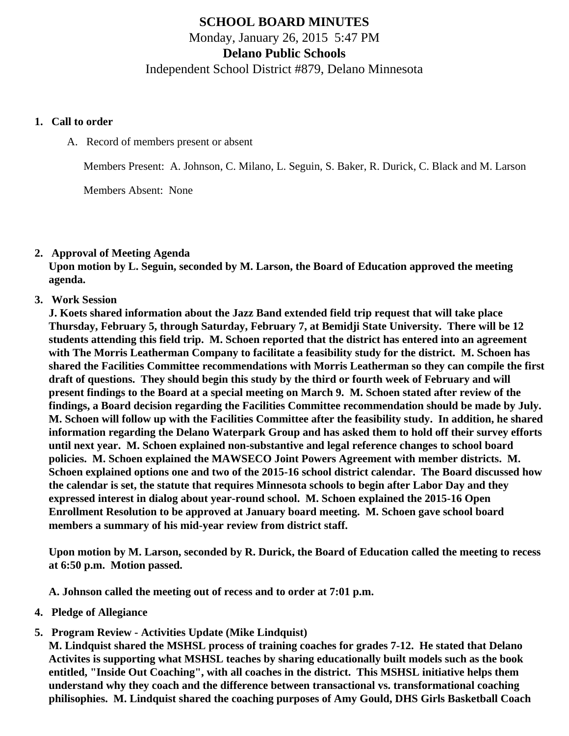# SCHOOL BOARD MINUTES

Monday, January 26, 2015 5:47 PM

**Delano Public Schools**

Independent School District #879, Delano Minnesota

1. **Call to order**

   A. Record of members present or absent

   Members Present: A. Johnson, C. Milano, L. Seguin, S. Baker, R. Durick, C. Black and M. Larson

   Members Absent: None

2. **Approval of Meeting Agenda**
   **Upon motion by L. Seguin, seconded by M. Larson, the Board of Education approved the meeting agenda.**

3. **Work Session**
   **J. Koets shared information about the Jazz Band extended field trip request that will take place Thursday, February 5, through Saturday, February 7, at Bemidji State University. There will be 12 students attending this field trip. M. Schoen reported that the district has entered into an agreement with The Morris Leatherman Company to facilitate a feasibility study for the district. M. Schoen has shared the Facilities Committee recommendations with Morris Leatherman so they can compile the first draft of questions. They should begin this study by the third or fourth week of February and will present findings to the Board at a special meeting on March 9. M. Schoen stated after review of the findings, a Board decision regarding the Facilities Committee recommendation should be made by July. M. Schoen will follow up with the Facilities Committee after the feasibility study. In addition, he shared information regarding the Delano Waterpark Group and has asked them to hold off their survey efforts until next year. M. Schoen explained non-substantive and legal reference changes to school board policies. M. Schoen explained the MAWSECO Joint Powers Agreement with member districts. M. Schoen explained options one and two of the 2015-16 school district calendar. The Board discussed how the calendar is set, the statute that requires Minnesota schools to begin after Labor Day and they expressed interest in dialog about year-round school. M. Schoen explained the 2015-16 Open Enrollment Resolution to be approved at January board meeting. M. Schoen gave school board members a summary of his mid-year review from district staff.**

   **Upon motion by M. Larson, seconded by R. Durick, the Board of Education called the meeting to recess at 6:50 p.m. Motion passed.**

   **A. Johnson called the meeting out of recess and to order at 7:01 p.m.**

4. **Pledge of Allegiance**

5. **Program Review - Activities Update (Mike Lindquist)**
   **M. Lindquist shared the MSHSL process of training coaches for grades 7-12. He stated that Delano Activites is supporting what MSHSL teaches by sharing educationally built models such as the book entitled, "Inside Out Coaching", with all coaches in the district. This MSHSL initiative helps them understand why they coach and the difference between transactional vs. transformational coaching philisophies. M. Lindquist shared the coaching purposes of Amy Gould, DHS Girls Basketball Coach**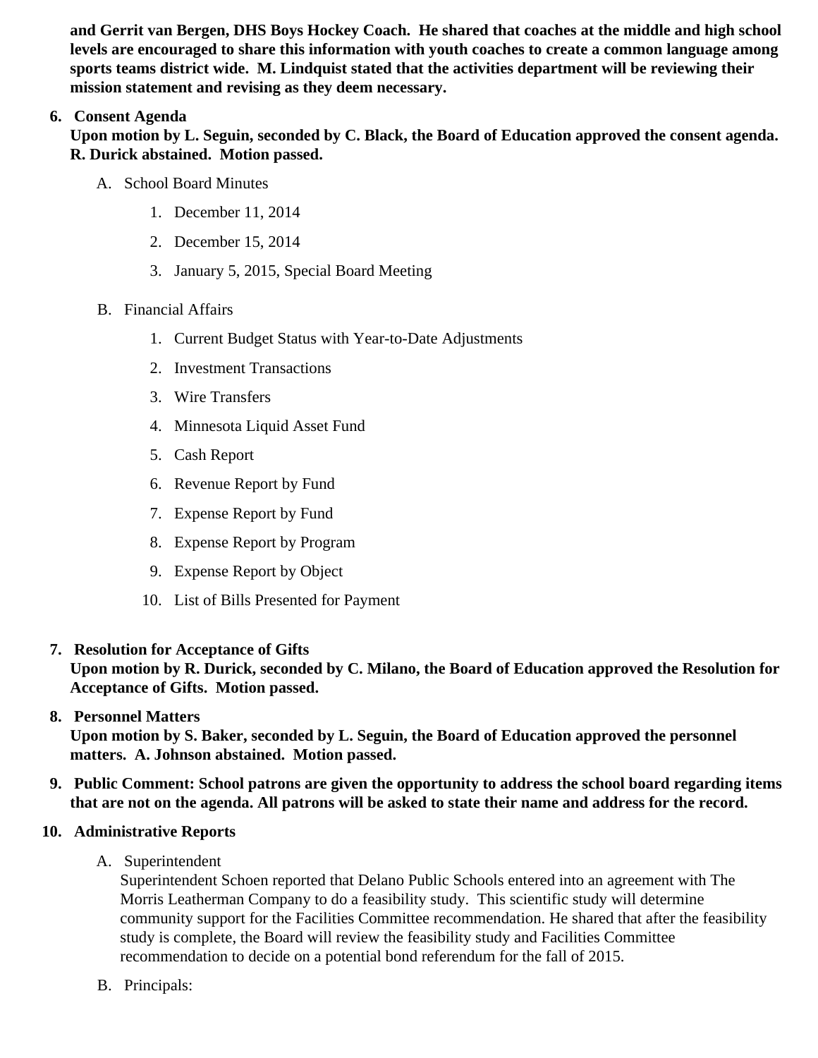**and Gerrit van Bergen, DHS Boys Hockey Coach. He shared that coaches at the middle and high school levels are encouraged to share this information with youth coaches to create a common language among sports teams district wide. M. Lindquist stated that the activities department will be reviewing their mission statement and revising as they deem necessary.**

6. **Consent Agenda**
   **Upon motion by L. Seguin, seconded by C. Black, the Board of Education approved the consent agenda. R. Durick abstained. Motion passed.**

   A. School Board Minutes

      1. December 11, 2014
      2. December 15, 2014
      3. January 5, 2015, Special Board Meeting

   B. Financial Affairs

      1. Current Budget Status with Year-to-Date Adjustments
      2. Investment Transactions
      3. Wire Transfers
      4. Minnesota Liquid Asset Fund
      5. Cash Report
      6. Revenue Report by Fund
      7. Expense Report by Fund
      8. Expense Report by Program
      9. Expense Report by Object
      10. List of Bills Presented for Payment

7. **Resolution for Acceptance of Gifts**
   **Upon motion by R. Durick, seconded by C. Milano, the Board of Education approved the Resolution for Acceptance of Gifts. Motion passed.**

8. **Personnel Matters**
   **Upon motion by S. Baker, seconded by L. Seguin, the Board of Education approved the personnel matters. A. Johnson abstained. Motion passed.**

9. **Public Comment: School patrons are given the opportunity to address the school board regarding items that are not on the agenda. All patrons will be asked to state their name and address for the record.**

10. **Administrative Reports**

    A. Superintendent
       Superintendent Schoen reported that Delano Public Schools entered into an agreement with The Morris Leatherman Company to do a feasibility study. This scientific study will determine community support for the Facilities Committee recommendation. He shared that after the feasibility study is complete, the Board will review the feasibility study and Facilities Committee recommendation to decide on a potential bond referendum for the fall of 2015.

    B. Principals: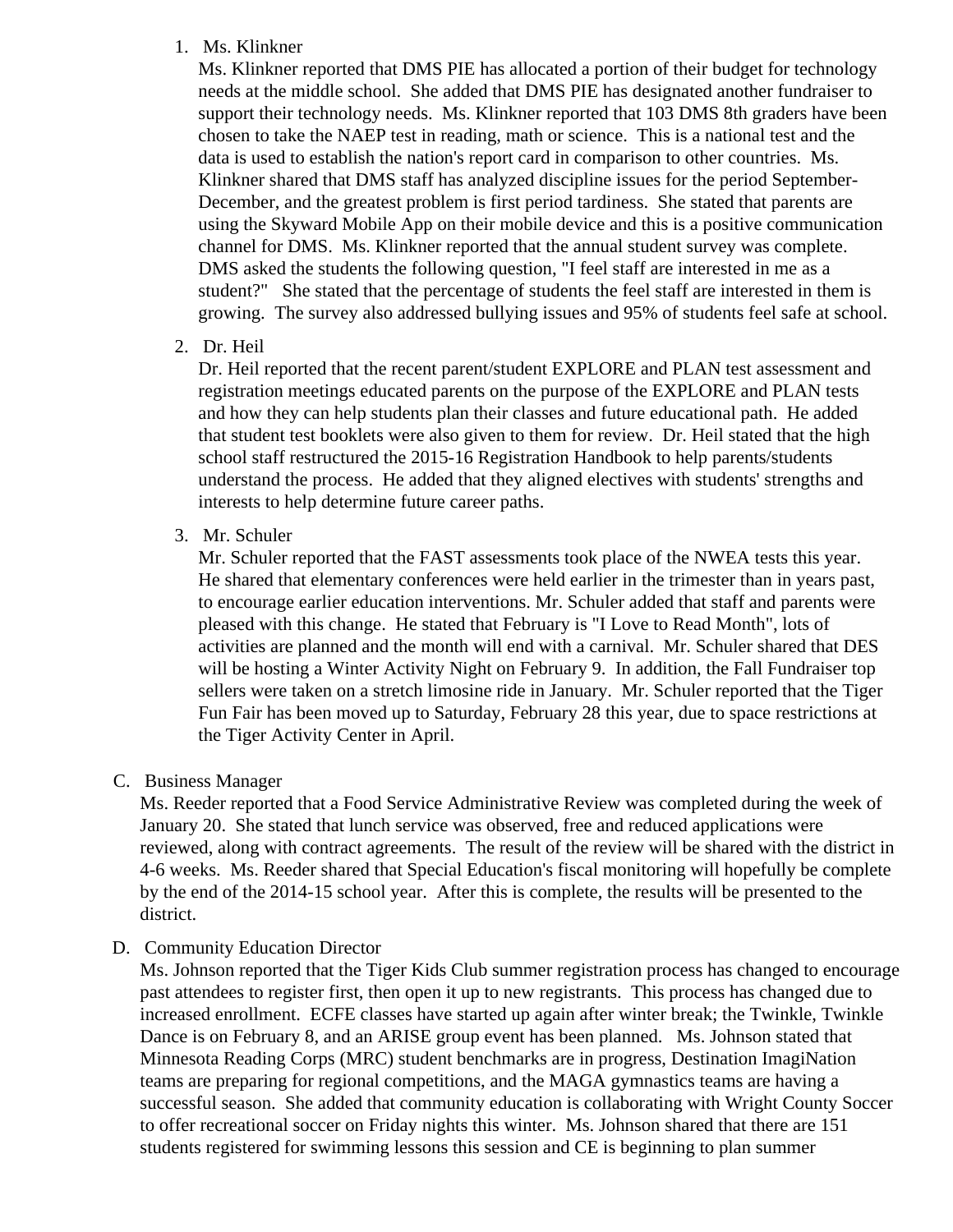1. Ms. Klinkner
   Ms. Klinkner reported that DMS PIE has allocated a portion of their budget for technology needs at the middle school. She added that DMS PIE has designated another fundraiser to support their technology needs. Ms. Klinkner reported that 103 DMS 8th graders have been chosen to take the NAEP test in reading, math or science. This is a national test and the data is used to establish the nation's report card in comparison to other countries. Ms. Klinkner shared that DMS staff has analyzed discipline issues for the period September-December, and the greatest problem is first period tardiness. She stated that parents are using the Skyward Mobile App on their mobile device and this is a positive communication channel for DMS. Ms. Klinkner reported that the annual student survey was complete. DMS asked the students the following question, "I feel staff are interested in me as a student?" She stated that the percentage of students the feel staff are interested in them is growing. The survey also addressed bullying issues and 95% of students feel safe at school.

2. Dr. Heil
   Dr. Heil reported that the recent parent/student EXPLORE and PLAN test assessment and registration meetings educated parents on the purpose of the EXPLORE and PLAN tests and how they can help students plan their classes and future educational path. He added that student test booklets were also given to them for review. Dr. Heil stated that the high school staff restructured the 2015-16 Registration Handbook to help parents/students understand the process. He added that they aligned electives with students' strengths and interests to help determine future career paths.

3. Mr. Schuler
   Mr. Schuler reported that the FAST assessments took place of the NWEA tests this year. He shared that elementary conferences were held earlier in the trimester than in years past, to encourage earlier education interventions. Mr. Schuler added that staff and parents were pleased with this change. He stated that February is "I Love to Read Month", lots of activities are planned and the month will end with a carnival. Mr. Schuler shared that DES will be hosting a Winter Activity Night on February 9. In addition, the Fall Fundraiser top sellers were taken on a stretch limosine ride in January. Mr. Schuler reported that the Tiger Fun Fair has been moved up to Saturday, February 28 this year, due to space restrictions at the Tiger Activity Center in April.

C. Business Manager
Ms. Reeder reported that a Food Service Administrative Review was completed during the week of January 20. She stated that lunch service was observed, free and reduced applications were reviewed, along with contract agreements. The result of the review will be shared with the district in 4-6 weeks. Ms. Reeder shared that Special Education's fiscal monitoring will hopefully be complete by the end of the 2014-15 school year. After this is complete, the results will be presented to the district.

D. Community Education Director
Ms. Johnson reported that the Tiger Kids Club summer registration process has changed to encourage past attendees to register first, then open it up to new registrants. This process has changed due to increased enrollment. ECFE classes have started up again after winter break; the Twinkle, Twinkle Dance is on February 8, and an ARISE group event has been planned. Ms. Johnson stated that Minnesota Reading Corps (MRC) student benchmarks are in progress, Destination ImagiNation teams are preparing for regional competitions, and the MAGA gymnastics teams are having a successful season. She added that community education is collaborating with Wright County Soccer to offer recreational soccer on Friday nights this winter. Ms. Johnson shared that there are 151 students registered for swimming lessons this session and CE is beginning to plan summer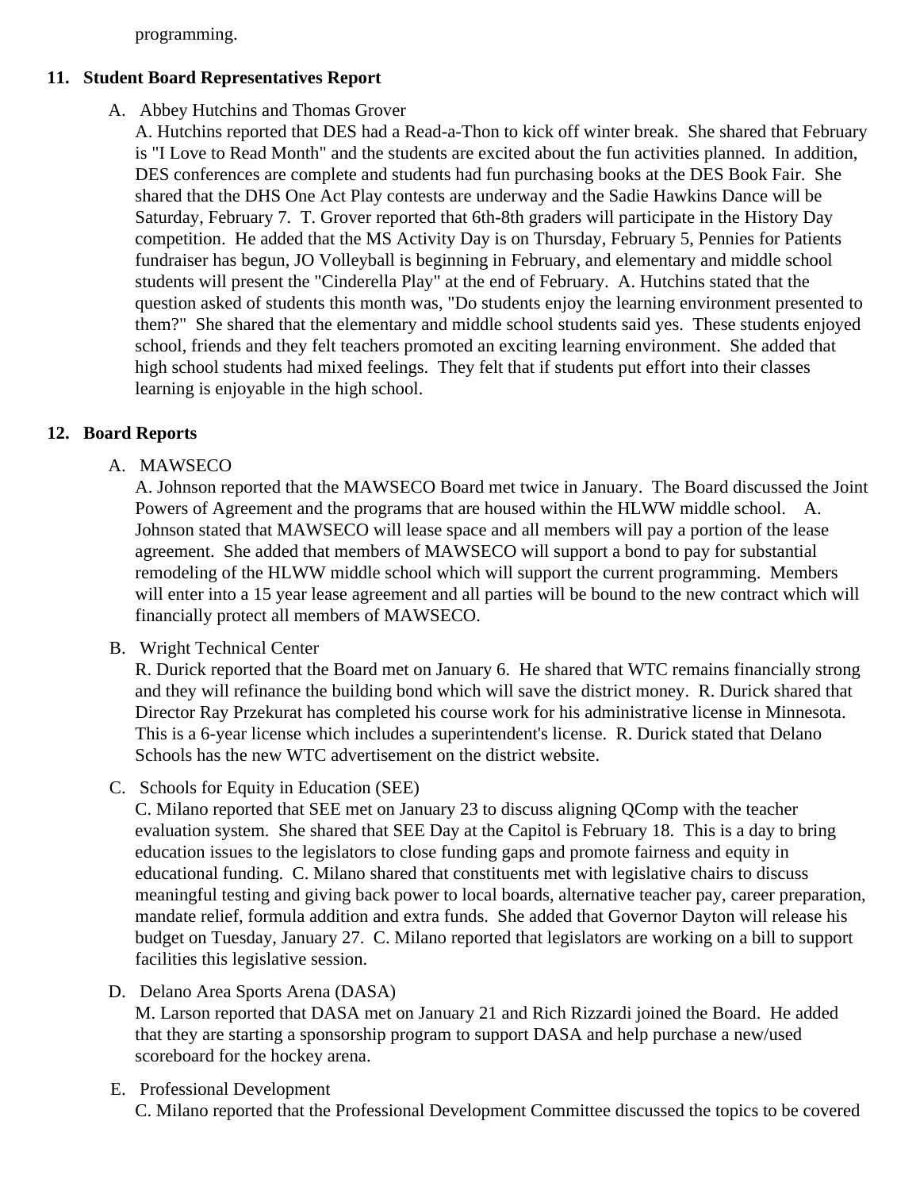programming.

## 11. Student Board Representatives Report

A. Abbey Hutchins and Thomas Grover

A. Hutchins reported that DES had a Read-a-Thon to kick off winter break. She shared that February is "I Love to Read Month" and the students are excited about the fun activities planned. In addition, DES conferences are complete and students had fun purchasing books at the DES Book Fair. She shared that the DHS One Act Play contests are underway and the Sadie Hawkins Dance will be Saturday, February 7. T. Grover reported that 6th-8th graders will participate in the History Day competition. He added that the MS Activity Day is on Thursday, February 5, Pennies for Patients fundraiser has begun, JO Volleyball is beginning in February, and elementary and middle school students will present the "Cinderella Play" at the end of February. A. Hutchins stated that the question asked of students this month was, "Do students enjoy the learning environment presented to them?" She shared that the elementary and middle school students said yes. These students enjoyed school, friends and they felt teachers promoted an exciting learning environment. She added that high school students had mixed feelings. They felt that if students put effort into their classes learning is enjoyable in the high school.

## 12. Board Reports

A. MAWSECO

A. Johnson reported that the MAWSECO Board met twice in January. The Board discussed the Joint Powers of Agreement and the programs that are housed within the HLWW middle school. A. Johnson stated that MAWSECO will lease space and all members will pay a portion of the lease agreement. She added that members of MAWSECO will support a bond to pay for substantial remodeling of the HLWW middle school which will support the current programming. Members will enter into a 15 year lease agreement and all parties will be bound to the new contract which will financially protect all members of MAWSECO.

B. Wright Technical Center

R. Durick reported that the Board met on January 6. He shared that WTC remains financially strong and they will refinance the building bond which will save the district money. R. Durick shared that Director Ray Przekurat has completed his course work for his administrative license in Minnesota. This is a 6-year license which includes a superintendent's license. R. Durick stated that Delano Schools has the new WTC advertisement on the district website.

C. Schools for Equity in Education (SEE)

C. Milano reported that SEE met on January 23 to discuss aligning QComp with the teacher evaluation system. She shared that SEE Day at the Capitol is February 18. This is a day to bring education issues to the legislators to close funding gaps and promote fairness and equity in educational funding. C. Milano shared that constituents met with legislative chairs to discuss meaningful testing and giving back power to local boards, alternative teacher pay, career preparation, mandate relief, formula addition and extra funds. She added that Governor Dayton will release his budget on Tuesday, January 27. C. Milano reported that legislators are working on a bill to support facilities this legislative session.

D. Delano Area Sports Arena (DASA)

M. Larson reported that DASA met on January 21 and Rich Rizzardi joined the Board. He added that they are starting a sponsorship program to support DASA and help purchase a new/used scoreboard for the hockey arena.

E. Professional Development

C. Milano reported that the Professional Development Committee discussed the topics to be covered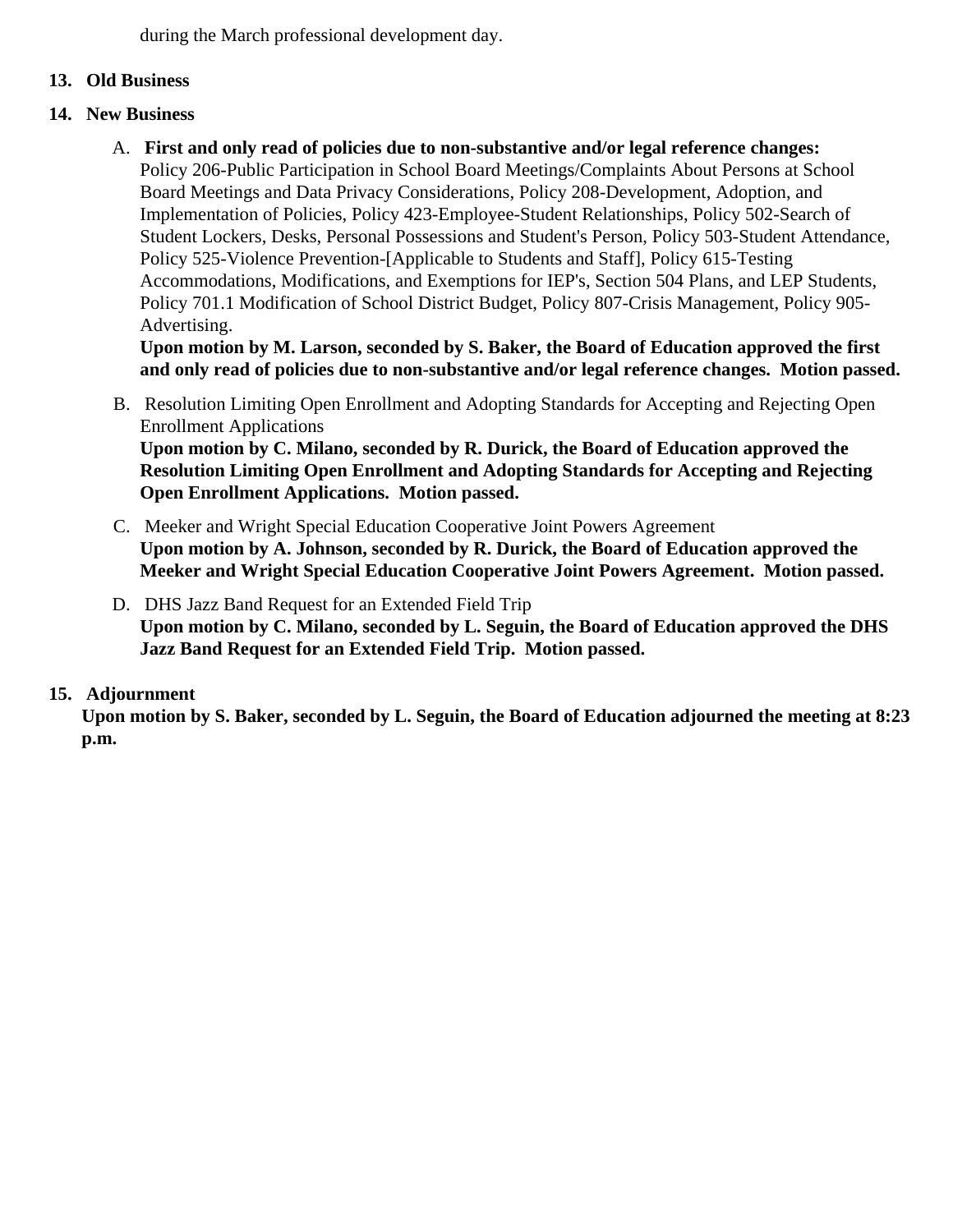during the March professional development day.

13. **Old Business**

14. **New Business**

    A. **First and only read of policies due to non-substantive and/or legal reference changes:** Policy 206-Public Participation in School Board Meetings/Complaints About Persons at School Board Meetings and Data Privacy Considerations, Policy 208-Development, Adoption, and Implementation of Policies, Policy 423-Employee-Student Relationships, Policy 502-Search of Student Lockers, Desks, Personal Possessions and Student's Person, Policy 503-Student Attendance, Policy 525-Violence Prevention-[Applicable to Students and Staff], Policy 615-Testing Accommodations, Modifications, and Exemptions for IEP's, Section 504 Plans, and LEP Students, Policy 701.1 Modification of School District Budget, Policy 807-Crisis Management, Policy 905-Advertising.
    **Upon motion by M. Larson, seconded by S. Baker, the Board of Education approved the first and only read of policies due to non-substantive and/or legal reference changes. Motion passed.**

    B. Resolution Limiting Open Enrollment and Adopting Standards for Accepting and Rejecting Open Enrollment Applications
    **Upon motion by C. Milano, seconded by R. Durick, the Board of Education approved the Resolution Limiting Open Enrollment and Adopting Standards for Accepting and Rejecting Open Enrollment Applications. Motion passed.**

    C. Meeker and Wright Special Education Cooperative Joint Powers Agreement
    **Upon motion by A. Johnson, seconded by R. Durick, the Board of Education approved the Meeker and Wright Special Education Cooperative Joint Powers Agreement. Motion passed.**

    D. DHS Jazz Band Request for an Extended Field Trip
    **Upon motion by C. Milano, seconded by L. Seguin, the Board of Education approved the DHS Jazz Band Request for an Extended Field Trip. Motion passed.**

15. **Adjournment**
    **Upon motion by S. Baker, seconded by L. Seguin, the Board of Education adjourned the meeting at 8:23 p.m.**